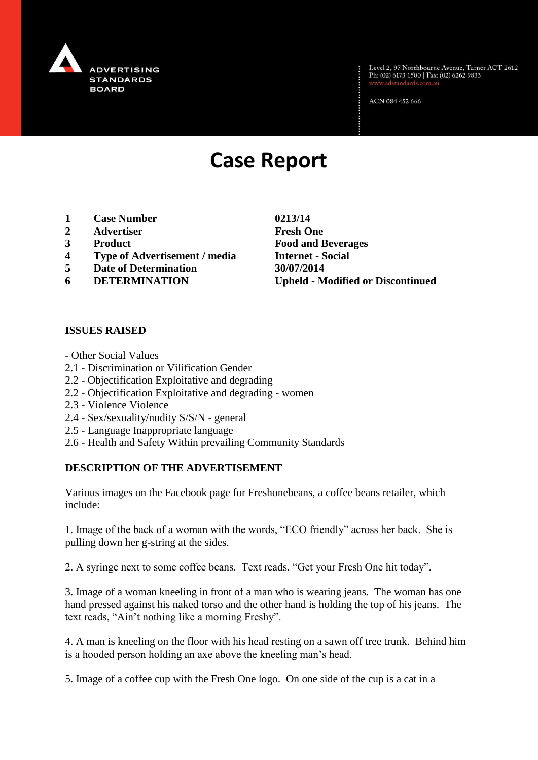ADVERTISING STANDARDS BOARD

Level 2, 97 Northbourne Avenue, Turner ACT 2612
Ph: (02) 6173 1500 | Fax: (02) 6262 9833
www.adstandards.com.au

ACN 084 452 666

# Case Report

| | | |
|---|---|---|
| **1** | **Case Number** | **0213/14** |
| **2** | **Advertiser** | **Fresh One** |
| **3** | **Product** | **Food and Beverages** |
| **4** | **Type of Advertisement / media** | **Internet - Social** |
| **5** | **Date of Determination** | **30/07/2014** |
| **6** | **DETERMINATION** | **Upheld - Modified or Discontinued** |

## ISSUES RAISED

- Other Social Values
2.1 - Discrimination or Vilification Gender
2.2 - Objectification Exploitative and degrading
2.2 - Objectification Exploitative and degrading - women
2.3 - Violence Violence
2.4 - Sex/sexuality/nudity S/S/N - general
2.5 - Language Inappropriate language
2.6 - Health and Safety Within prevailing Community Standards

## DESCRIPTION OF THE ADVERTISEMENT

Various images on the Facebook page for Freshonebeans, a coffee beans retailer, which include:

1. Image of the back of a woman with the words, "ECO friendly" across her back. She is pulling down her g-string at the sides.

2. A syringe next to some coffee beans. Text reads, "Get your Fresh One hit today".

3. Image of a woman kneeling in front of a man who is wearing jeans. The woman has one hand pressed against his naked torso and the other hand is holding the top of his jeans. The text reads, "Ain't nothing like a morning Freshy".

4. A man is kneeling on the floor with his head resting on a sawn off tree trunk. Behind him is a hooded person holding an axe above the kneeling man's head.

5. Image of a coffee cup with the Fresh One logo. On one side of the cup is a cat in a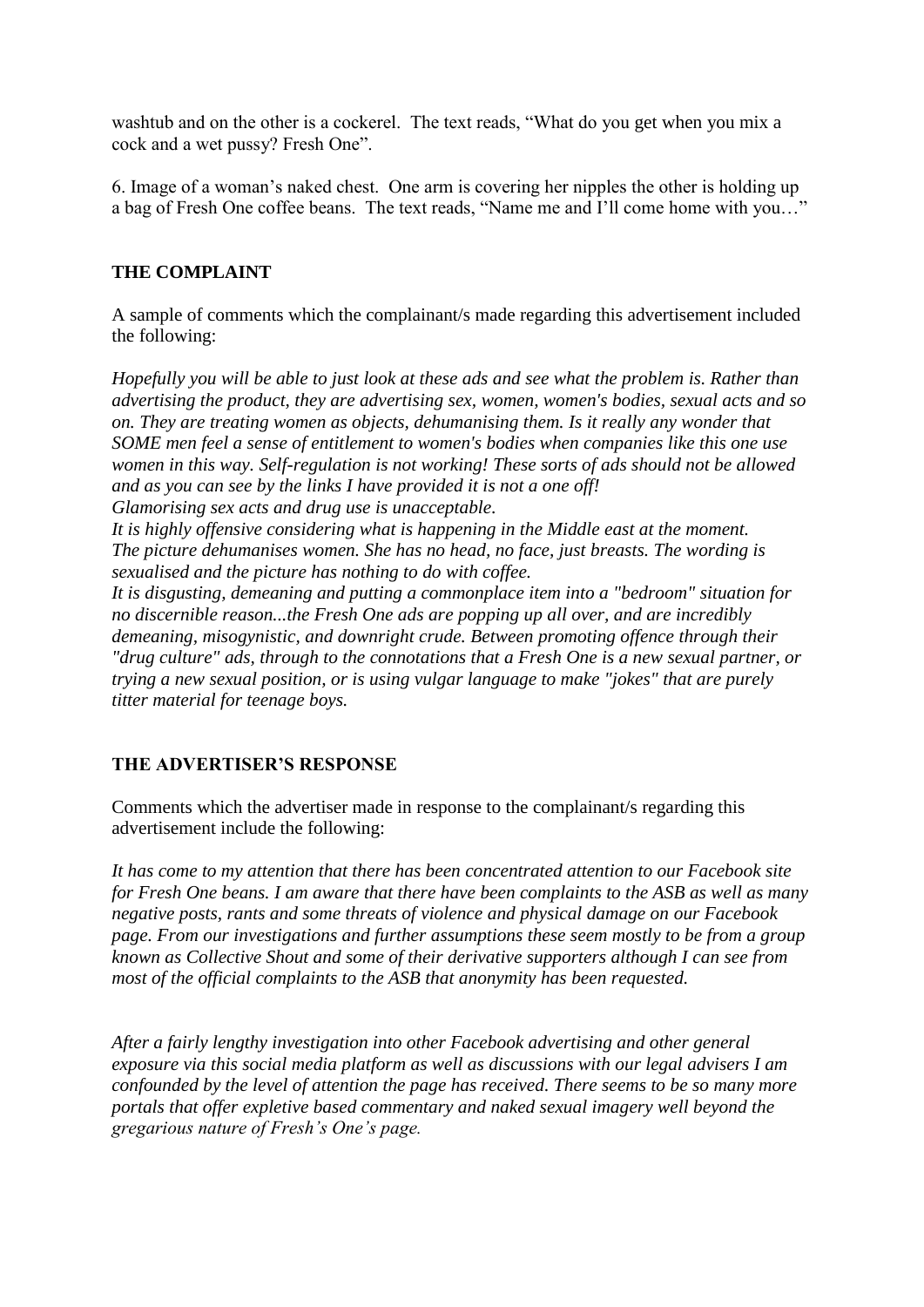washtub and on the other is a cockerel. The text reads, "What do you get when you mix a cock and a wet pussy? Fresh One".

6. Image of a woman's naked chest. One arm is covering her nipples the other is holding up a bag of Fresh One coffee beans. The text reads, "Name me and I'll come home with you…"

## THE COMPLAINT

A sample of comments which the complainant/s made regarding this advertisement included the following:

*Hopefully you will be able to just look at these ads and see what the problem is. Rather than advertising the product, they are advertising sex, women, women's bodies, sexual acts and so on. They are treating women as objects, dehumanising them. Is it really any wonder that SOME men feel a sense of entitlement to women's bodies when companies like this one use women in this way. Self-regulation is not working! These sorts of ads should not be allowed and as you can see by the links I have provided it is not a one off!*
*Glamorising sex acts and drug use is unacceptable.*
*It is highly offensive considering what is happening in the Middle east at the moment.*
*The picture dehumanises women. She has no head, no face, just breasts. The wording is sexualised and the picture has nothing to do with coffee.*
*It is disgusting, demeaning and putting a commonplace item into a "bedroom" situation for no discernible reason...the Fresh One ads are popping up all over, and are incredibly demeaning, misogynistic, and downright crude. Between promoting offence through their "drug culture" ads, through to the connotations that a Fresh One is a new sexual partner, or trying a new sexual position, or is using vulgar language to make "jokes" that are purely titter material for teenage boys.*

## THE ADVERTISER'S RESPONSE

Comments which the advertiser made in response to the complainant/s regarding this advertisement include the following:

*It has come to my attention that there has been concentrated attention to our Facebook site for Fresh One beans. I am aware that there have been complaints to the ASB as well as many negative posts, rants and some threats of violence and physical damage on our Facebook page. From our investigations and further assumptions these seem mostly to be from a group known as Collective Shout and some of their derivative supporters although I can see from most of the official complaints to the ASB that anonymity has been requested.*

*After a fairly lengthy investigation into other Facebook advertising and other general exposure via this social media platform as well as discussions with our legal advisers I am confounded by the level of attention the page has received. There seems to be so many more portals that offer expletive based commentary and naked sexual imagery well beyond the gregarious nature of Fresh's One's page.*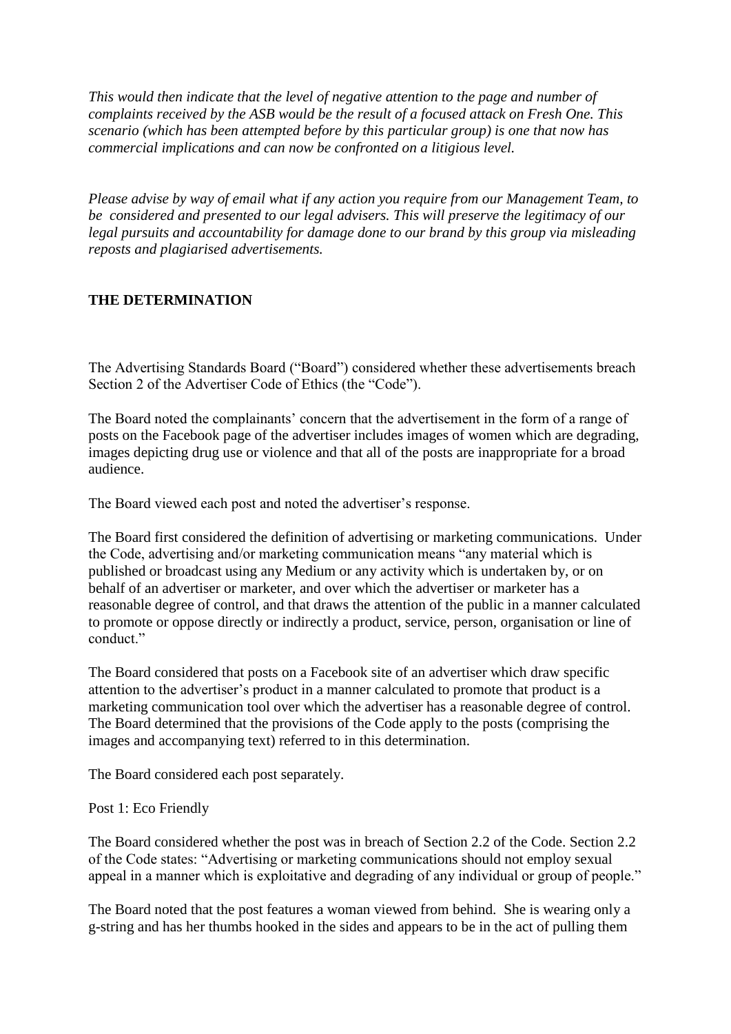*This would then indicate that the level of negative attention to the page and number of complaints received by the ASB would be the result of a focused attack on Fresh One. This scenario (which has been attempted before by this particular group) is one that now has commercial implications and can now be confronted on a litigious level.*

*Please advise by way of email what if any action you require from our Management Team, to be considered and presented to our legal advisers. This will preserve the legitimacy of our legal pursuits and accountability for damage done to our brand by this group via misleading reposts and plagiarised advertisements.*

**THE DETERMINATION**

The Advertising Standards Board ("Board") considered whether these advertisements breach Section 2 of the Advertiser Code of Ethics (the "Code").

The Board noted the complainants' concern that the advertisement in the form of a range of posts on the Facebook page of the advertiser includes images of women which are degrading, images depicting drug use or violence and that all of the posts are inappropriate for a broad audience.

The Board viewed each post and noted the advertiser's response.

The Board first considered the definition of advertising or marketing communications. Under the Code, advertising and/or marketing communication means "any material which is published or broadcast using any Medium or any activity which is undertaken by, or on behalf of an advertiser or marketer, and over which the advertiser or marketer has a reasonable degree of control, and that draws the attention of the public in a manner calculated to promote or oppose directly or indirectly a product, service, person, organisation or line of conduct."

The Board considered that posts on a Facebook site of an advertiser which draw specific attention to the advertiser's product in a manner calculated to promote that product is a marketing communication tool over which the advertiser has a reasonable degree of control. The Board determined that the provisions of the Code apply to the posts (comprising the images and accompanying text) referred to in this determination.

The Board considered each post separately.

Post 1: Eco Friendly

The Board considered whether the post was in breach of Section 2.2 of the Code. Section 2.2 of the Code states: "Advertising or marketing communications should not employ sexual appeal in a manner which is exploitative and degrading of any individual or group of people."

The Board noted that the post features a woman viewed from behind. She is wearing only a g-string and has her thumbs hooked in the sides and appears to be in the act of pulling them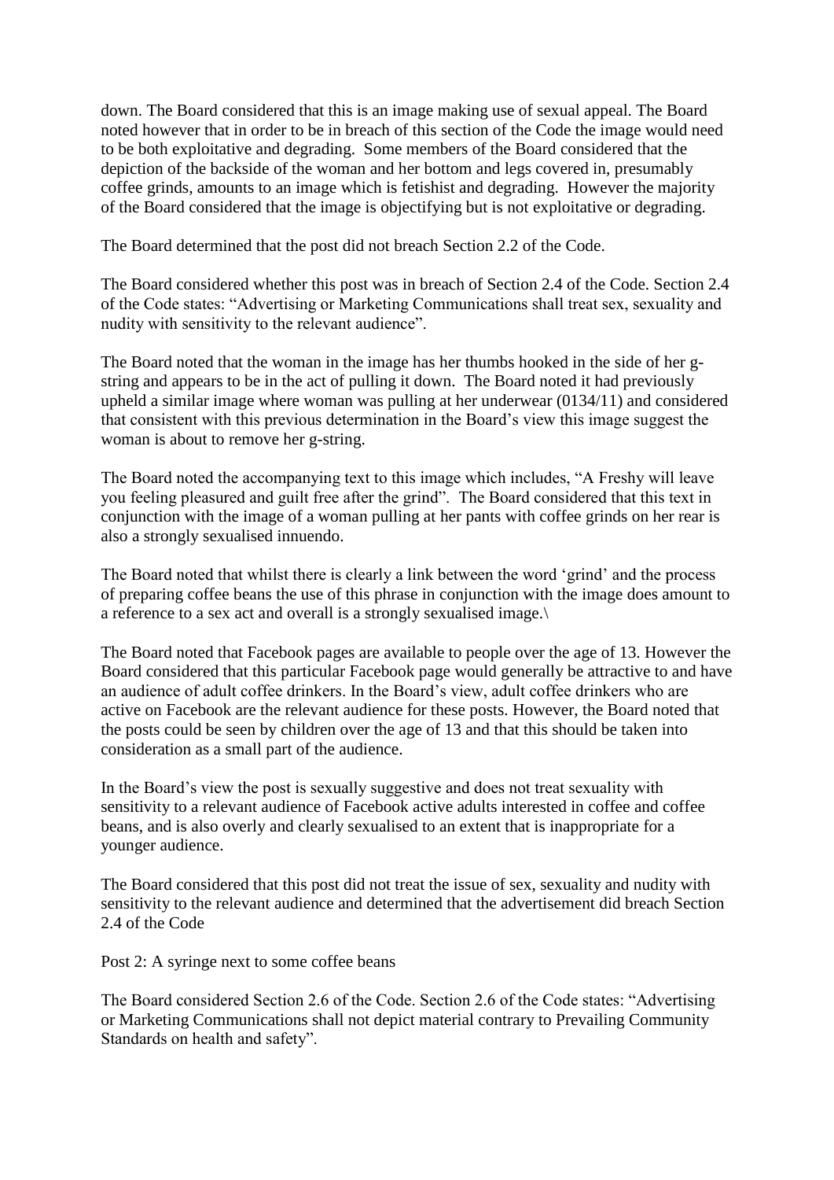down. The Board considered that this is an image making use of sexual appeal. The Board noted however that in order to be in breach of this section of the Code the image would need to be both exploitative and degrading. Some members of the Board considered that the depiction of the backside of the woman and her bottom and legs covered in, presumably coffee grinds, amounts to an image which is fetishist and degrading. However the majority of the Board considered that the image is objectifying but is not exploitative or degrading.

The Board determined that the post did not breach Section 2.2 of the Code.

The Board considered whether this post was in breach of Section 2.4 of the Code. Section 2.4 of the Code states: "Advertising or Marketing Communications shall treat sex, sexuality and nudity with sensitivity to the relevant audience".

The Board noted that the woman in the image has her thumbs hooked in the side of her g-string and appears to be in the act of pulling it down. The Board noted it had previously upheld a similar image where woman was pulling at her underwear (0134/11) and considered that consistent with this previous determination in the Board's view this image suggest the woman is about to remove her g-string.

The Board noted the accompanying text to this image which includes, "A Freshy will leave you feeling pleasured and guilt free after the grind". The Board considered that this text in conjunction with the image of a woman pulling at her pants with coffee grinds on her rear is also a strongly sexualised innuendo.

The Board noted that whilst there is clearly a link between the word 'grind' and the process of preparing coffee beans the use of this phrase in conjunction with the image does amount to a reference to a sex act and overall is a strongly sexualised image.\

The Board noted that Facebook pages are available to people over the age of 13. However the Board considered that this particular Facebook page would generally be attractive to and have an audience of adult coffee drinkers. In the Board's view, adult coffee drinkers who are active on Facebook are the relevant audience for these posts. However, the Board noted that the posts could be seen by children over the age of 13 and that this should be taken into consideration as a small part of the audience.

In the Board's view the post is sexually suggestive and does not treat sexuality with sensitivity to a relevant audience of Facebook active adults interested in coffee and coffee beans, and is also overly and clearly sexualised to an extent that is inappropriate for a younger audience.

The Board considered that this post did not treat the issue of sex, sexuality and nudity with sensitivity to the relevant audience and determined that the advertisement did breach Section 2.4 of the Code

Post 2: A syringe next to some coffee beans

The Board considered Section 2.6 of the Code. Section 2.6 of the Code states: "Advertising or Marketing Communications shall not depict material contrary to Prevailing Community Standards on health and safety".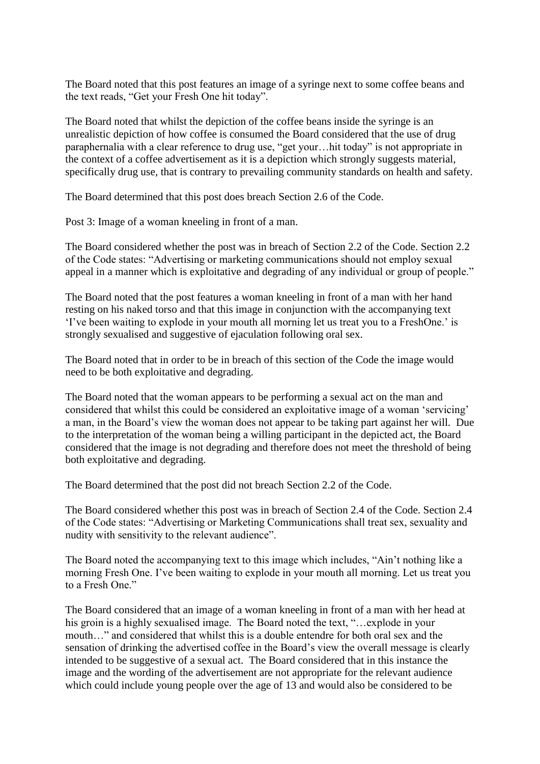The Board noted that this post features an image of a syringe next to some coffee beans and the text reads, "Get your Fresh One hit today".

The Board noted that whilst the depiction of the coffee beans inside the syringe is an unrealistic depiction of how coffee is consumed the Board considered that the use of drug paraphernalia with a clear reference to drug use, "get your…hit today" is not appropriate in the context of a coffee advertisement as it is a depiction which strongly suggests material, specifically drug use, that is contrary to prevailing community standards on health and safety.

The Board determined that this post does breach Section 2.6 of the Code.

Post 3: Image of a woman kneeling in front of a man.

The Board considered whether the post was in breach of Section 2.2 of the Code. Section 2.2 of the Code states: "Advertising or marketing communications should not employ sexual appeal in a manner which is exploitative and degrading of any individual or group of people."

The Board noted that the post features a woman kneeling in front of a man with her hand resting on his naked torso and that this image in conjunction with the accompanying text 'I've been waiting to explode in your mouth all morning let us treat you to a FreshOne.' is strongly sexualised and suggestive of ejaculation following oral sex.

The Board noted that in order to be in breach of this section of the Code the image would need to be both exploitative and degrading.

The Board noted that the woman appears to be performing a sexual act on the man and considered that whilst this could be considered an exploitative image of a woman 'servicing' a man, in the Board's view the woman does not appear to be taking part against her will. Due to the interpretation of the woman being a willing participant in the depicted act, the Board considered that the image is not degrading and therefore does not meet the threshold of being both exploitative and degrading.

The Board determined that the post did not breach Section 2.2 of the Code.

The Board considered whether this post was in breach of Section 2.4 of the Code. Section 2.4 of the Code states: "Advertising or Marketing Communications shall treat sex, sexuality and nudity with sensitivity to the relevant audience".

The Board noted the accompanying text to this image which includes, "Ain't nothing like a morning Fresh One. I've been waiting to explode in your mouth all morning. Let us treat you to a Fresh One."

The Board considered that an image of a woman kneeling in front of a man with her head at his groin is a highly sexualised image. The Board noted the text, "…explode in your mouth…" and considered that whilst this is a double entendre for both oral sex and the sensation of drinking the advertised coffee in the Board's view the overall message is clearly intended to be suggestive of a sexual act. The Board considered that in this instance the image and the wording of the advertisement are not appropriate for the relevant audience which could include young people over the age of 13 and would also be considered to be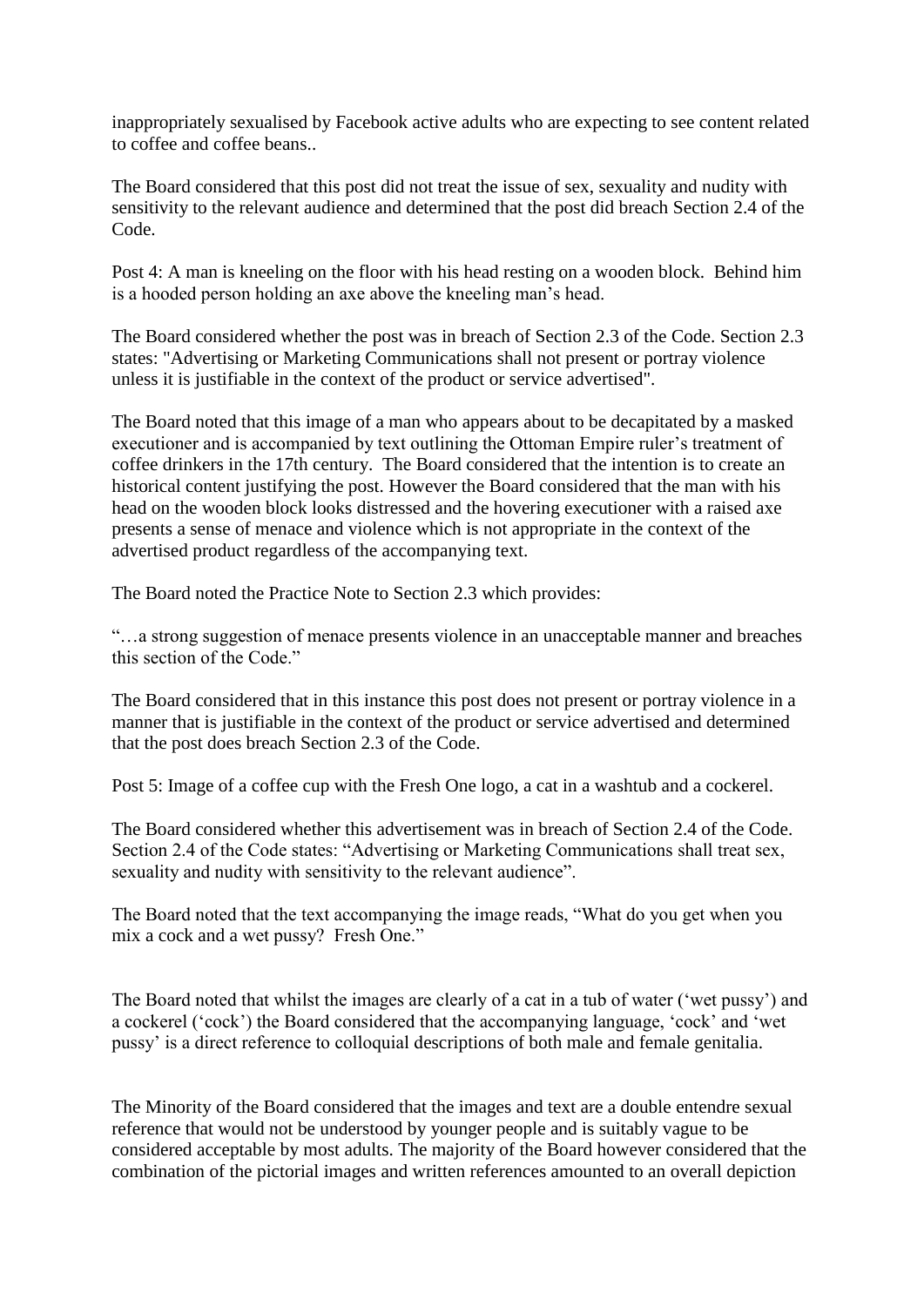inappropriately sexualised by Facebook active adults who are expecting to see content related to coffee and coffee beans..

The Board considered that this post did not treat the issue of sex, sexuality and nudity with sensitivity to the relevant audience and determined that the post did breach Section 2.4 of the Code.

Post 4: A man is kneeling on the floor with his head resting on a wooden block. Behind him is a hooded person holding an axe above the kneeling man's head.

The Board considered whether the post was in breach of Section 2.3 of the Code. Section 2.3 states: "Advertising or Marketing Communications shall not present or portray violence unless it is justifiable in the context of the product or service advertised".

The Board noted that this image of a man who appears about to be decapitated by a masked executioner and is accompanied by text outlining the Ottoman Empire ruler's treatment of coffee drinkers in the 17th century. The Board considered that the intention is to create an historical content justifying the post. However the Board considered that the man with his head on the wooden block looks distressed and the hovering executioner with a raised axe presents a sense of menace and violence which is not appropriate in the context of the advertised product regardless of the accompanying text.

The Board noted the Practice Note to Section 2.3 which provides:

"…a strong suggestion of menace presents violence in an unacceptable manner and breaches this section of the Code."

The Board considered that in this instance this post does not present or portray violence in a manner that is justifiable in the context of the product or service advertised and determined that the post does breach Section 2.3 of the Code.

Post 5: Image of a coffee cup with the Fresh One logo, a cat in a washtub and a cockerel.

The Board considered whether this advertisement was in breach of Section 2.4 of the Code. Section 2.4 of the Code states: "Advertising or Marketing Communications shall treat sex, sexuality and nudity with sensitivity to the relevant audience".

The Board noted that the text accompanying the image reads, "What do you get when you mix a cock and a wet pussy? Fresh One."

The Board noted that whilst the images are clearly of a cat in a tub of water ('wet pussy') and a cockerel ('cock') the Board considered that the accompanying language, 'cock' and 'wet pussy' is a direct reference to colloquial descriptions of both male and female genitalia.

The Minority of the Board considered that the images and text are a double entendre sexual reference that would not be understood by younger people and is suitably vague to be considered acceptable by most adults. The majority of the Board however considered that the combination of the pictorial images and written references amounted to an overall depiction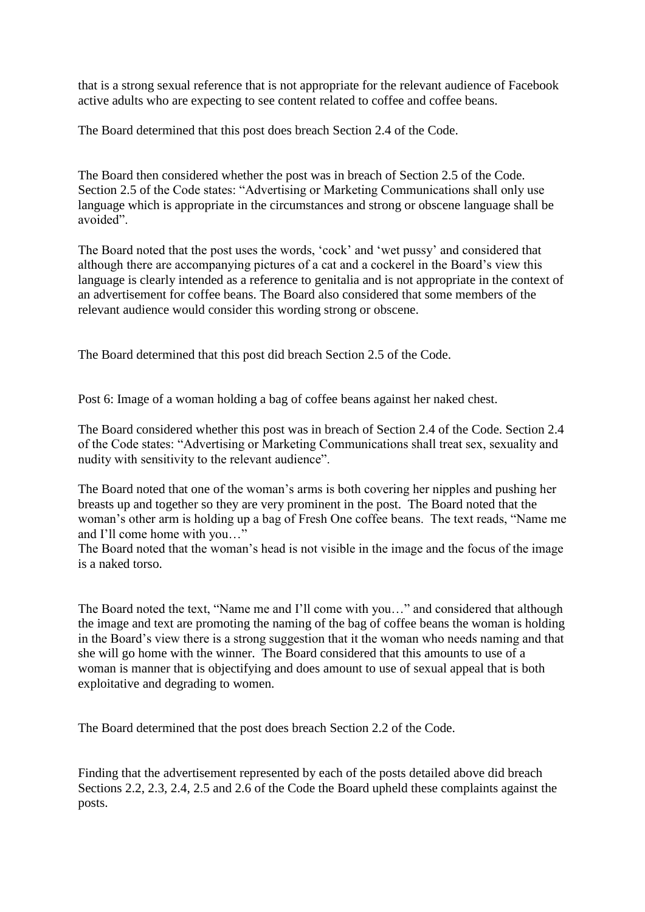that is a strong sexual reference that is not appropriate for the relevant audience of Facebook active adults who are expecting to see content related to coffee and coffee beans.

The Board determined that this post does breach Section 2.4 of the Code.

The Board then considered whether the post was in breach of Section 2.5 of the Code. Section 2.5 of the Code states: "Advertising or Marketing Communications shall only use language which is appropriate in the circumstances and strong or obscene language shall be avoided".

The Board noted that the post uses the words, 'cock' and 'wet pussy' and considered that although there are accompanying pictures of a cat and a cockerel in the Board's view this language is clearly intended as a reference to genitalia and is not appropriate in the context of an advertisement for coffee beans. The Board also considered that some members of the relevant audience would consider this wording strong or obscene.

The Board determined that this post did breach Section 2.5 of the Code.

Post 6: Image of a woman holding a bag of coffee beans against her naked chest.

The Board considered whether this post was in breach of Section 2.4 of the Code. Section 2.4 of the Code states: "Advertising or Marketing Communications shall treat sex, sexuality and nudity with sensitivity to the relevant audience".

The Board noted that one of the woman's arms is both covering her nipples and pushing her breasts up and together so they are very prominent in the post. The Board noted that the woman's other arm is holding up a bag of Fresh One coffee beans. The text reads, "Name me and I'll come home with you…"
The Board noted that the woman's head is not visible in the image and the focus of the image is a naked torso.

The Board noted the text, "Name me and I'll come with you…" and considered that although the image and text are promoting the naming of the bag of coffee beans the woman is holding in the Board's view there is a strong suggestion that it the woman who needs naming and that she will go home with the winner. The Board considered that this amounts to use of a woman is manner that is objectifying and does amount to use of sexual appeal that is both exploitative and degrading to women.

The Board determined that the post does breach Section 2.2 of the Code.

Finding that the advertisement represented by each of the posts detailed above did breach Sections 2.2, 2.3, 2.4, 2.5 and 2.6 of the Code the Board upheld these complaints against the posts.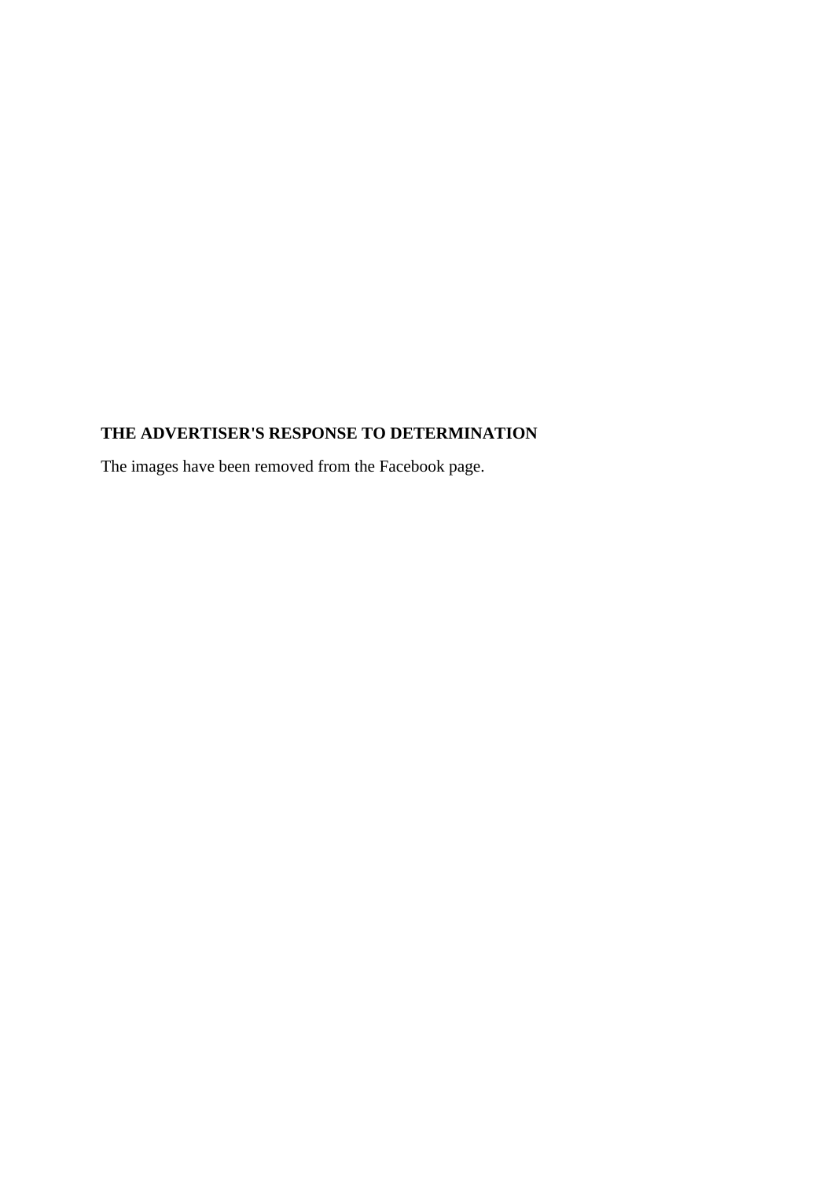**THE ADVERTISER'S RESPONSE TO DETERMINATION**

The images have been removed from the Facebook page.